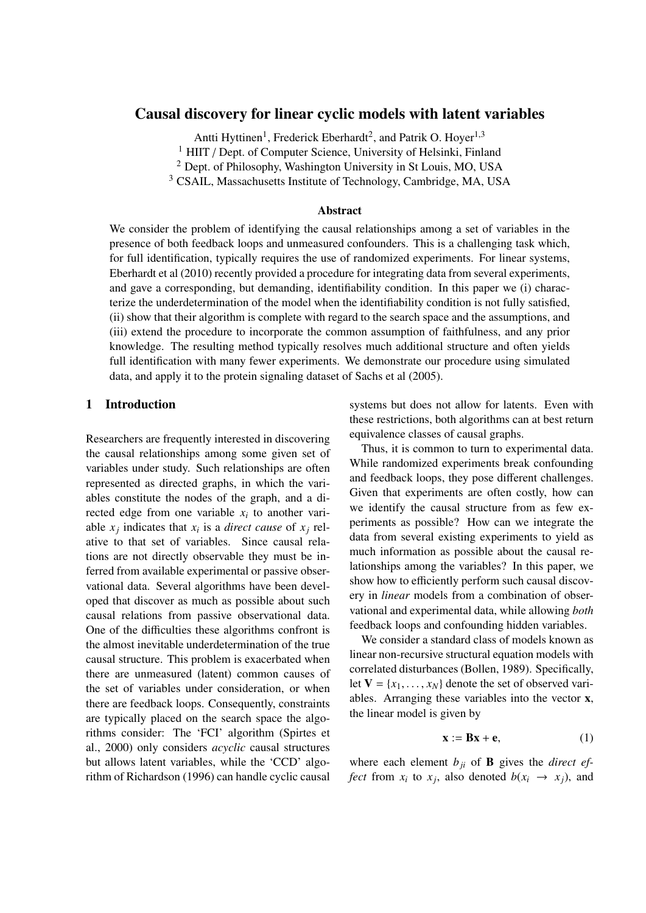# Causal discovery for linear cyclic models with latent variables

Antti Hyttinen[1], Frederick Eberhardt[2], and Patrik O. Hoyer[1,3]

[1] HIIT / Dept. of Computer Science, University of Helsinki, Finland

[2] Dept. of Philosophy, Washington University in St Louis, MO, USA

[3] CSAIL, Massachusetts Institute of Technology, Cambridge, MA, USA

### Abstract

We consider the problem of identifying the causal relationships among a set of variables in the presence of both feedback loops and unmeasured confounders. This is a challenging task which, for full identification, typically requires the use of randomized experiments. For linear systems, Eberhardt et al (2010) recently provided a procedure for integrating data from several experiments, and gave a corresponding, but demanding, identifiability condition. In this paper we (i) characterize the underdetermination of the model when the identifiability condition is not fully satisfied, (ii) show that their algorithm is complete with regard to the search space and the assumptions, and (iii) extend the procedure to incorporate the common assumption of faithfulness, and any prior knowledge. The resulting method typically resolves much additional structure and often yields full identification with many fewer experiments. We demonstrate our procedure using simulated data, and apply it to the protein signaling dataset of Sachs et al (2005).

## 1 Introduction

Researchers are frequently interested in discovering the causal relationships among some given set of variables under study. Such relationships are often represented as directed graphs, in which the variables constitute the nodes of the graph, and a directed edge from one variable $x_i$ to another variable $x_j$ indicates that $x_i$ is a *direct cause* of $x_j$ relative to that set of variables. Since causal relations are not directly observable they must be inferred from available experimental or passive observational data. Several algorithms have been developed that discover as much as possible about such causal relations from passive observational data. One of the difficulties these algorithms confront is the almost inevitable underdetermination of the true causal structure. This problem is exacerbated when there are unmeasured (latent) common causes of the set of variables under consideration, or when there are feedback loops. Consequently, constraints are typically placed on the search space the algorithms consider: The 'FCI' algorithm (Spirtes et al., 2000) only considers *acyclic* causal structures but allows latent variables, while the 'CCD' algorithm of Richardson (1996) can handle cyclic causal systems but does not allow for latents. Even with these restrictions, both algorithms can at best return equivalence classes of causal graphs.

Thus, it is common to turn to experimental data. While randomized experiments break confounding and feedback loops, they pose different challenges. Given that experiments are often costly, how can we identify the causal structure from as few experiments as possible? How can we integrate the data from several existing experiments to yield as much information as possible about the causal relationships among the variables? In this paper, we show how to efficiently perform such causal discovery in *linear* models from a combination of observational and experimental data, while allowing *both* feedback loops and confounding hidden variables.

We consider a standard class of models known as linear non-recursive structural equation models with correlated disturbances (Bollen, 1989). Specifically, let $\mathbf{V} = \{x_1, \ldots, x_N\}$ denote the set of observed variables. Arranging these variables into the vector $\mathbf{x}$, the linear model is given by

$$\mathbf{x} := \mathbf{B}\mathbf{x} + \mathbf{e}, \tag{1}$$

where each element $b_{ji}$ of $\mathbf{B}$ gives the *direct effect* from $x_i$ to $x_j$, also denoted $b(x_i \rightarrow x_j)$, and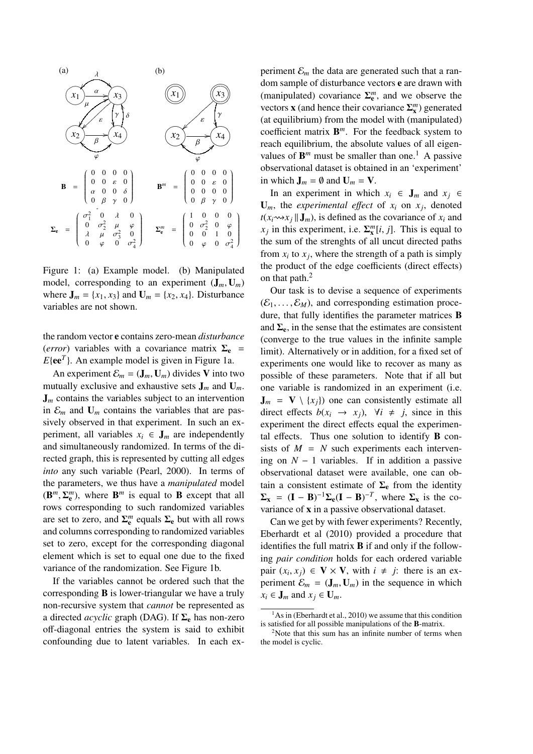(a) (b)

$$\mathbf{B} = \begin{pmatrix} 0 & 0 & 0 & 0 \\ 0 & 0 & \varepsilon & 0 \\ \alpha & 0 & 0 & \delta \\ 0 & \beta & \gamma & 0 \end{pmatrix} \qquad \mathbf{B}^m = \begin{pmatrix} 0 & 0 & 0 & 0 \\ 0 & 0 & \varepsilon & 0 \\ 0 & 0 & 0 & 0 \\ 0 & \beta & \gamma & 0 \end{pmatrix}$$

$$\mathbf{\Sigma_e} = \begin{pmatrix} \sigma_1^2 & 0 & \lambda & 0 \\ 0 & \sigma_2^2 & \mu & \varphi \\ \lambda & \mu & \sigma_3^2 & 0 \\ 0 & \varphi & 0 & \sigma_4^2 \end{pmatrix} \qquad \mathbf{\Sigma_e^m} = \begin{pmatrix} 1 & 0 & 0 & 0 \\ 0 & \sigma_2^2 & 0 & \varphi \\ 0 & 0 & 1 & 0 \\ 0 & \varphi & 0 & \sigma_4^2 \end{pmatrix}$$

Figure 1: (a) Example model. (b) Manipulated model, corresponding to an experiment $(\mathbf{J}_m, \mathbf{U}_m)$ where $\mathbf{J}_m = \{x_1, x_3\}$ and $\mathbf{U}_m = \{x_2, x_4\}$. Disturbance variables are not shown.

the random vector $\mathbf{e}$ contains zero-mean *disturbance* (*error*) variables with a covariance matrix $\mathbf{\Sigma_e} = E\{\mathbf{e}\mathbf{e}^T\}$. An example model is given in Figure 1a.

An experiment $\mathcal{E}_m = (\mathbf{J}_m, \mathbf{U}_m)$ divides $\mathbf{V}$ into two mutually exclusive and exhaustive sets $\mathbf{J}_m$ and $\mathbf{U}_m$. $\mathbf{J}_m$ contains the variables subject to an intervention in $\mathcal{E}_m$ and $\mathbf{U}_m$ contains the variables that are passively observed in that experiment. In such an experiment, all variables $x_i \in \mathbf{J}_m$ are independently and simultaneously randomized. In terms of the directed graph, this is represented by cutting all edges *into* any such variable (Pearl, 2000). In terms of the parameters, we thus have a *manipulated* model $(\mathbf{B}^m, \mathbf{\Sigma_e^m})$, where $\mathbf{B}^m$ is equal to $\mathbf{B}$ except that all rows corresponding to such randomized variables are set to zero, and $\mathbf{\Sigma_e^m}$ equals $\mathbf{\Sigma_e}$ but with all rows and columns corresponding to randomized variables set to zero, except for the corresponding diagonal element which is set to equal one due to the fixed variance of the randomization. See Figure 1b.

If the variables cannot be ordered such that the corresponding $\mathbf{B}$ is lower-triangular we have a truly non-recursive system that *cannot* be represented as a directed *acyclic* graph (DAG). If $\mathbf{\Sigma_e}$ has non-zero off-diagonal entries the system is said to exhibit confounding due to latent variables. In each experiment $\mathcal{E}_m$ the data are generated such that a random sample of disturbance vectors $\mathbf{e}$ are drawn with (manipulated) covariance $\mathbf{\Sigma_e^m}$, and we observe the vectors $\mathbf{x}$ (and hence their covariance $\mathbf{\Sigma_x^m}$) generated (at equilibrium) from the model with (manipulated) coefficient matrix $\mathbf{B}^m$. For the feedback system to reach equilibrium, the absolute values of all eigenvalues of $\mathbf{B}^m$ must be smaller than one.[1] A passive observational dataset is obtained in an 'experiment' in which $\mathbf{J}_m = \emptyset$ and $\mathbf{U}_m = \mathbf{V}$.

In an experiment in which $x_i \in \mathbf{J}_m$ and $x_j \in \mathbf{U}_m$, the *experimental effect* of $x_i$ on $x_j$, denoted $t(x_i \rightsquigarrow x_j \,||\, \mathbf{J}_m)$, is defined as the covariance of $x_i$ and $x_j$ in this experiment, i.e. $\mathbf{\Sigma_x^m}[i, j]$. This is equal to the sum of the strenghts of all uncut directed paths from $x_i$ to $x_j$, where the strength of a path is simply the product of the edge coefficients (direct effects) on that path.[2]

Our task is to devise a sequence of experiments $(\mathcal{E}_1, \ldots, \mathcal{E}_M)$, and corresponding estimation procedure, that fully identifies the parameter matrices $\mathbf{B}$ and $\mathbf{\Sigma_e}$, in the sense that the estimates are consistent (converge to the true values in the infinite sample limit). Alternatively or in addition, for a fixed set of experiments one would like to recover as many as possible of these parameters. Note that if all but one variable is randomized in an experiment (i.e. $\mathbf{J}_m = \mathbf{V} \setminus \{x_j\}$) one can consistently estimate all direct effects $b(x_i \to x_j)$, $\forall i \neq j$, since in this experiment the direct effects equal the experimental effects. Thus one solution to identify $\mathbf{B}$ consists of $M = N$ such experiments each intervening on $N - 1$ variables. If in addition a passive observational dataset were available, one can obtain a consistent estimate of $\mathbf{\Sigma_e}$ from the identity $\mathbf{\Sigma_x} = (\mathbf{I} - \mathbf{B})^{-1}\mathbf{\Sigma_e}(\mathbf{I} - \mathbf{B})^{-T}$, where $\mathbf{\Sigma_x}$ is the covariance of $\mathbf{x}$ in a passive observational dataset.

Can we get by with fewer experiments? Recently, Eberhardt et al (2010) provided a procedure that identifies the full matrix $\mathbf{B}$ if and only if the following *pair condition* holds for each ordered variable pair $(x_i, x_j) \in \mathbf{V} \times \mathbf{V}$, with $i \neq j$: there is an experiment $\mathcal{E}_m = (\mathbf{J}_m, \mathbf{U}_m)$ in the sequence in which $x_i \in \mathbf{J}_m$ and $x_j \in \mathbf{U}_m$.

[1] As in (Eberhardt et al., 2010) we assume that this condition is satisfied for all possible manipulations of the $\mathbf{B}$-matrix.

[2] Note that this sum has an infinite number of terms when the model is cyclic.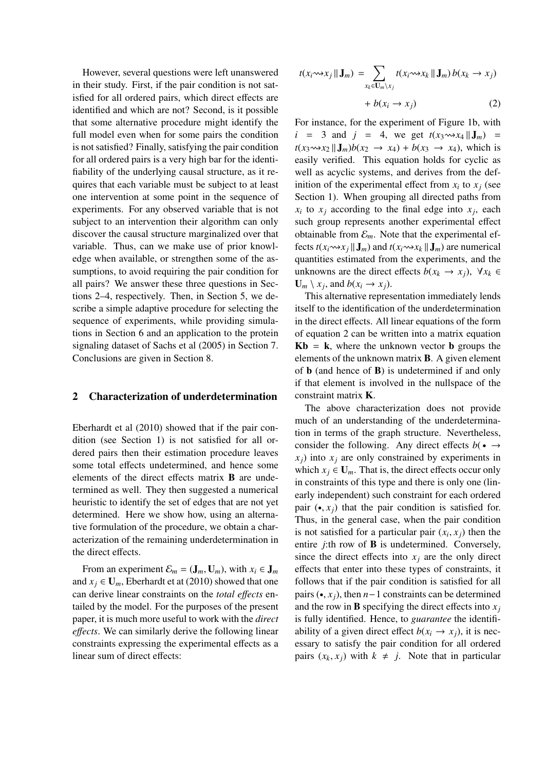However, several questions were left unanswered in their study. First, if the pair condition is not satisfied for all ordered pairs, which direct effects are identified and which are not? Second, is it possible that some alternative procedure might identify the full model even when for some pairs the condition is not satisfied? Finally, satisfying the pair condition for all ordered pairs is a very high bar for the identifiability of the underlying causal structure, as it requires that each variable must be subject to at least one intervention at some point in the sequence of experiments. For any observed variable that is not subject to an intervention their algorithm can only discover the causal structure marginalized over that variable. Thus, can we make use of prior knowledge when available, or strengthen some of the assumptions, to avoid requiring the pair condition for all pairs? We answer these three questions in Sections 2–4, respectively. Then, in Section 5, we describe a simple adaptive procedure for selecting the sequence of experiments, while providing simulations in Section 6 and an application to the protein signaling dataset of Sachs et al (2005) in Section 7. Conclusions are given in Section 8.

## 2 Characterization of underdetermination

Eberhardt et al (2010) showed that if the pair condition (see Section 1) is not satisfied for all ordered pairs then their estimation procedure leaves some total effects undetermined, and hence some elements of the direct effects matrix $\mathbf{B}$ are undetermined as well. They then suggested a numerical heuristic to identify the set of edges that are not yet determined. Here we show how, using an alternative formulation of the procedure, we obtain a characterization of the remaining underdetermination in the direct effects.

From an experiment $\mathcal{E}_m = (\mathbf{J}_m, \mathbf{U}_m)$, with $x_i \in \mathbf{J}_m$ and $x_j \in \mathbf{U}_m$, Eberhardt et at (2010) showed that one can derive linear constraints on the *total effects* entailed by the model. For the purposes of the present paper, it is much more useful to work with the *direct effects*. We can similarly derive the following linear constraints expressing the experimental effects as a linear sum of direct effects:

$$t(x_i \rightsquigarrow x_j \,\|\, \mathbf{J}_m) = \sum_{x_k \in \mathbf{U}_m \setminus x_j} t(x_i \rightsquigarrow x_k \,\|\, \mathbf{J}_m)\, b(x_k \to x_j) + b(x_i \to x_j) \quad (2)$$

For instance, for the experiment of Figure 1b, with $i = 3$ and $j = 4$, we get $t(x_3 \rightsquigarrow x_4 \,\|\, \mathbf{J}_m) = t(x_3 \rightsquigarrow x_2 \,\|\, \mathbf{J}_m) b(x_2 \to x_4) + b(x_3 \to x_4)$, which is easily verified. This equation holds for cyclic as well as acyclic systems, and derives from the definition of the experimental effect from $x_i$ to $x_j$ (see Section 1). When grouping all directed paths from $x_i$ to $x_j$ according to the final edge into $x_j$, each such group represents another experimental effect obtainable from $\mathcal{E}_m$. Note that the experimental effects $t(x_i \rightsquigarrow x_j \,\|\, \mathbf{J}_m)$ and $t(x_i \rightsquigarrow x_k \,\|\, \mathbf{J}_m)$ are numerical quantities estimated from the experiments, and the unknowns are the direct effects $b(x_k \to x_j)$, $\forall x_k \in \mathbf{U}_m \setminus x_j$, and $b(x_i \to x_j)$.

This alternative representation immediately lends itself to the identification of the underdetermination in the direct effects. All linear equations of the form of equation 2 can be written into a matrix equation $\mathbf{Kb} = \mathbf{k}$, where the unknown vector $\mathbf{b}$ groups the elements of the unknown matrix $\mathbf{B}$. A given element of $\mathbf{b}$ (and hence of $\mathbf{B}$) is undetermined if and only if that element is involved in the nullspace of the constraint matrix $\mathbf{K}$.

The above characterization does not provide much of an understanding of the underdetermination in terms of the graph structure. Nevertheless, consider the following. Any direct effects $b(\bullet \to x_j)$ into $x_j$ are only constrained by experiments in which $x_j \in \mathbf{U}_m$. That is, the direct effects occur only in constraints of this type and there is only one (linearly independent) such constraint for each ordered pair $(\bullet, x_j)$ that the pair condition is satisfied for. Thus, in the general case, when the pair condition is not satisfied for a particular pair $(x_i, x_j)$ then the entire $j$:th row of $\mathbf{B}$ is undetermined. Conversely, since the direct effects into $x_j$ are the only direct effects that enter into these types of constraints, it follows that if the pair condition is satisfied for all pairs $(\bullet, x_j)$, then $n-1$ constraints can be determined and the row in $\mathbf{B}$ specifying the direct effects into $x_j$ is fully identified. Hence, to *guarantee* the identifiability of a given direct effect $b(x_i \to x_j)$, it is necessary to satisfy the pair condition for all ordered pairs $(x_k, x_j)$ with $k \neq j$. Note that in particular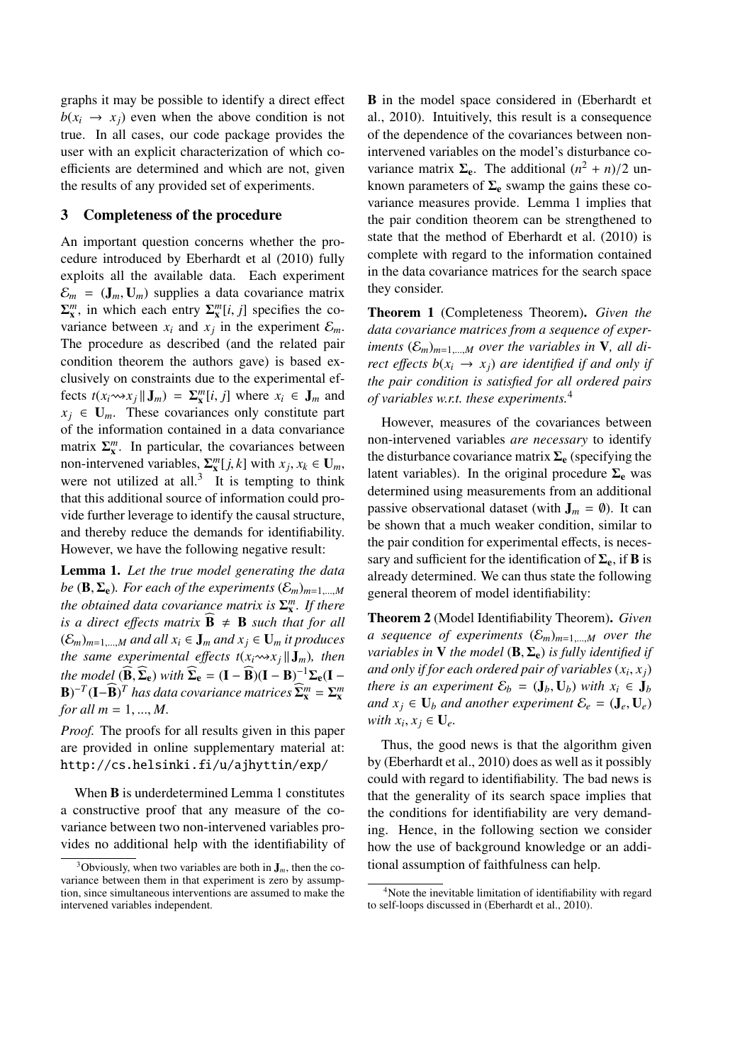graphs it may be possible to identify a direct effect $b(x_i \to x_j)$ even when the above condition is not true. In all cases, our code package provides the user with an explicit characterization of which coefficients are determined and which are not, given the results of any provided set of experiments.

## 3 Completeness of the procedure

An important question concerns whether the procedure introduced by Eberhardt et al (2010) fully exploits all the available data. Each experiment $\mathcal{E}_m = (\mathbf{J}_m, \mathbf{U}_m)$ supplies a data covariance matrix $\mathbf{\Sigma}_\mathbf{x}^m$, in which each entry $\mathbf{\Sigma}_\mathbf{x}^m[i, j]$ specifies the covariance between $x_i$ and $x_j$ in the experiment $\mathcal{E}_m$. The procedure as described (and the related pair condition theorem the authors gave) is based exclusively on constraints due to the experimental effects $t(x_i \rightsquigarrow x_j \| \mathbf{J}_m) = \mathbf{\Sigma}_\mathbf{x}^m[i, j]$ where $x_i \in \mathbf{J}_m$ and $x_j \in \mathbf{U}_m$. These covariances only constitute part of the information contained in a data convariance matrix $\mathbf{\Sigma}_\mathbf{x}^m$. In particular, the covariances between non-intervened variables, $\mathbf{\Sigma}_\mathbf{x}^m[j, k]$ with $x_j, x_k \in \mathbf{U}_m$, were not utilized at all.[3] It is tempting to think that this additional source of information could provide further leverage to identify the causal structure, and thereby reduce the demands for identifiability. However, we have the following negative result:

**Lemma 1.** *Let the true model generating the data be $(\mathbf{B}, \mathbf{\Sigma}_\mathbf{e})$. For each of the experiments $(\mathcal{E}_m)_{m=1,...,M}$ the obtained data covariance matrix is $\mathbf{\Sigma}_\mathbf{x}^m$. If there is a direct effects matrix $\widehat{\mathbf{B}} \neq \mathbf{B}$ such that for all $(\mathcal{E}_m)_{m=1,...,M}$ and all $x_i \in \mathbf{J}_m$ and $x_j \in \mathbf{U}_m$ it produces the same experimental effects $t(x_i \rightsquigarrow x_j \| \mathbf{J}_m)$, then the model $(\widehat{\mathbf{B}}, \widehat{\mathbf{\Sigma}}_\mathbf{e})$ with $\widehat{\mathbf{\Sigma}}_\mathbf{e} = (\mathbf{I} - \widehat{\mathbf{B}})(\mathbf{I} - \mathbf{B})^{-1}\mathbf{\Sigma}_\mathbf{e}(\mathbf{I} - \mathbf{B})^{-T}(\mathbf{I} - \widehat{\mathbf{B}})^T$ has data covariance matrices $\widehat{\mathbf{\Sigma}}_\mathbf{x}^m = \mathbf{\Sigma}_\mathbf{x}^m$ for all $m = 1, ..., M$.*

*Proof.* The proofs for all results given in this paper are provided in online supplementary material at: `http://cs.helsinki.fi/u/ajhyttin/exp/`

When $\mathbf{B}$ is underdetermined Lemma 1 constitutes a constructive proof that any measure of the covariance between two non-intervened variables provides no additional help with the identifiability of $\mathbf{B}$ in the model space considered in (Eberhardt et al., 2010). Intuitively, this result is a consequence of the dependence of the covariances between non-intervened variables on the model's disturbance covariance matrix $\mathbf{\Sigma}_\mathbf{e}$. The additional $(n^2 + n)/2$ unknown parameters of $\mathbf{\Sigma}_\mathbf{e}$ swamp the gains these covariance measures provide. Lemma 1 implies that the pair condition theorem can be strengthened to state that the method of Eberhardt et al. (2010) is complete with regard to the information contained in the data covariance matrices for the search space they consider.

**Theorem 1** (Completeness Theorem). *Given the data covariance matrices from a sequence of experiments $(\mathcal{E}_m)_{m=1,...,M}$ over the variables in $\mathbf{V}$, all direct effects $b(x_i \to x_j)$ are identified if and only if the pair condition is satisfied for all ordered pairs of variables w.r.t. these experiments.*[4]

However, measures of the covariances between non-intervened variables *are necessary* to identify the disturbance covariance matrix $\mathbf{\Sigma}_\mathbf{e}$ (specifying the latent variables). In the original procedure $\mathbf{\Sigma}_\mathbf{e}$ was determined using measurements from an additional passive observational dataset (with $\mathbf{J}_m = \emptyset$). It can be shown that a much weaker condition, similar to the pair condition for experimental effects, is necessary and sufficient for the identification of $\mathbf{\Sigma}_\mathbf{e}$, if $\mathbf{B}$ is already determined. We can thus state the following general theorem of model identifiability:

**Theorem 2** (Model Identifiability Theorem). *Given a sequence of experiments $(\mathcal{E}_m)_{m=1,...,M}$ over the variables in $\mathbf{V}$ the model $(\mathbf{B}, \mathbf{\Sigma}_\mathbf{e})$ is fully identified if and only if for each ordered pair of variables $(x_i, x_j)$ there is an experiment $\mathcal{E}_b = (\mathbf{J}_b, \mathbf{U}_b)$ with $x_i \in \mathbf{J}_b$ and $x_j \in \mathbf{U}_b$ and another experiment $\mathcal{E}_e = (\mathbf{J}_e, \mathbf{U}_e)$ with $x_i, x_j \in \mathbf{U}_e$.*

Thus, the good news is that the algorithm given by (Eberhardt et al., 2010) does as well as it possibly could with regard to identifiability. The bad news is that the generality of its search space implies that the conditions for identifiability are very demanding. Hence, in the following section we consider how the use of background knowledge or an additional assumption of faithfulness can help.

---

[3] Obviously, when two variables are both in $\mathbf{J}_m$, then the covariance between them in that experiment is zero by assumption, since simultaneous interventions are assumed to make the intervened variables independent.

[4] Note the inevitable limitation of identifiability with regard to self-loops discussed in (Eberhardt et al., 2010).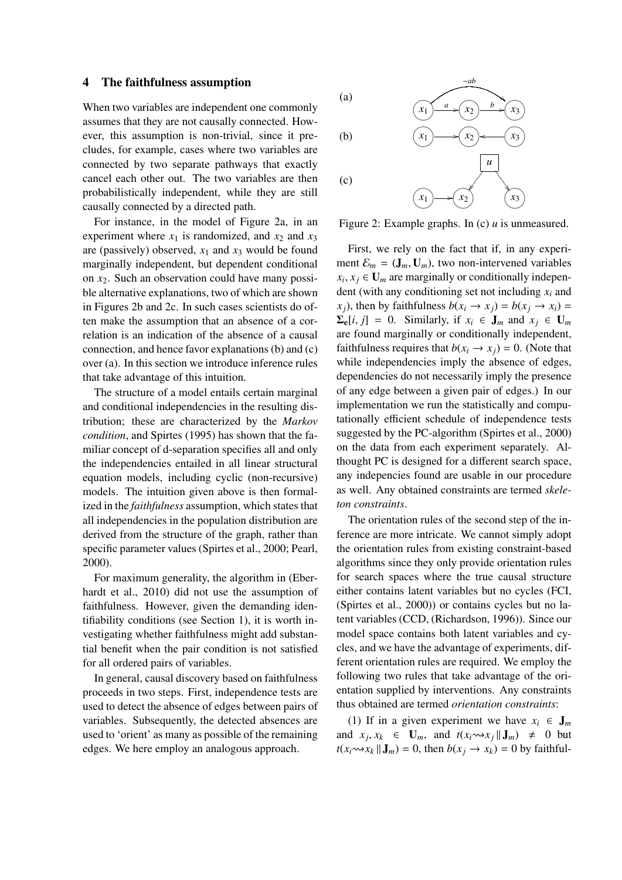## 4 The faithfulness assumption

When two variables are independent one commonly assumes that they are not causally connected. However, this assumption is non-trivial, since it precludes, for example, cases where two variables are connected by two separate pathways that exactly cancel each other out. The two variables are then probabilistically independent, while they are still causally connected by a directed path.

For instance, in the model of Figure 2a, in an experiment where $x_1$ is randomized, and $x_2$ and $x_3$ are (passively) observed, $x_1$ and $x_3$ would be found marginally independent, but dependent conditional on $x_2$. Such an observation could have many possible alternative explanations, two of which are shown in Figures 2b and 2c. In such cases scientists do often make the assumption that an absence of a correlation is an indication of the absence of a causal connection, and hence favor explanations (b) and (c) over (a). In this section we introduce inference rules that take advantage of this intuition.

The structure of a model entails certain marginal and conditional independencies in the resulting distribution; these are characterized by the *Markov condition*, and Spirtes (1995) has shown that the familiar concept of d-separation specifies all and only the independencies entailed in all linear structural equation models, including cyclic (non-recursive) models. The intuition given above is then formalized in the *faithfulness* assumption, which states that all independencies in the population distribution are derived from the structure of the graph, rather than specific parameter values (Spirtes et al., 2000; Pearl, 2000).

For maximum generality, the algorithm in (Eberhardt et al., 2010) did not use the assumption of faithfulness. However, given the demanding identifiability conditions (see Section 1), it is worth investigating whether faithfulness might add substantial benefit when the pair condition is not satisfied for all ordered pairs of variables.

In general, causal discovery based on faithfulness proceeds in two steps. First, independence tests are used to detect the absence of edges between pairs of variables. Subsequently, the detected absences are used to 'orient' as many as possible of the remaining edges. We here employ an analogous approach.

Figure 2: Example graphs. In (c) $u$ is unmeasured.

First, we rely on the fact that if, in any experiment $\mathcal{E}_m = (\mathbf{J}_m, \mathbf{U}_m)$, two non-intervened variables $x_i, x_j \in \mathbf{U}_m$ are marginally or conditionally independent (with any conditioning set not including $x_i$ and $x_j$), then by faithfulness $b(x_i \rightarrow x_j) = b(x_j \rightarrow x_i) = \mathbf{\Sigma_e}[i, j] = 0$. Similarly, if $x_i \in \mathbf{J}_m$ and $x_j \in \mathbf{U}_m$ are found marginally or conditionally independent, faithfulness requires that $b(x_i \rightarrow x_j) = 0$. (Note that while independencies imply the absence of edges, dependencies do not necessarily imply the presence of any edge between a given pair of edges.) In our implementation we run the statistically and computationally efficient schedule of independence tests suggested by the PC-algorithm (Spirtes et al., 2000) on the data from each experiment separately. Althought PC is designed for a different search space, any indepencies found are usable in our procedure as well. Any obtained constraints are termed *skeleton constraints*.

The orientation rules of the second step of the inference are more intricate. We cannot simply adopt the orientation rules from existing constraint-based algorithms since they only provide orientation rules for search spaces where the true causal structure either contains latent variables but no cycles (FCI, (Spirtes et al., 2000)) or contains cycles but no latent variables (CCD, (Richardson, 1996)). Since our model space contains both latent variables and cycles, and we have the advantage of experiments, different orientation rules are required. We employ the following two rules that take advantage of the orientation supplied by interventions. Any constraints thus obtained are termed *orientation constraints*:

(1) If in a given experiment we have $x_i \in \mathbf{J}_m$ and $x_j, x_k \in \mathbf{U}_m$, and $t(x_i \rightsquigarrow x_j \| \mathbf{J}_m) \neq 0$ but $t(x_i \rightsquigarrow x_k \| \mathbf{J}_m) = 0$, then $b(x_j \rightarrow x_k) = 0$ by faithful-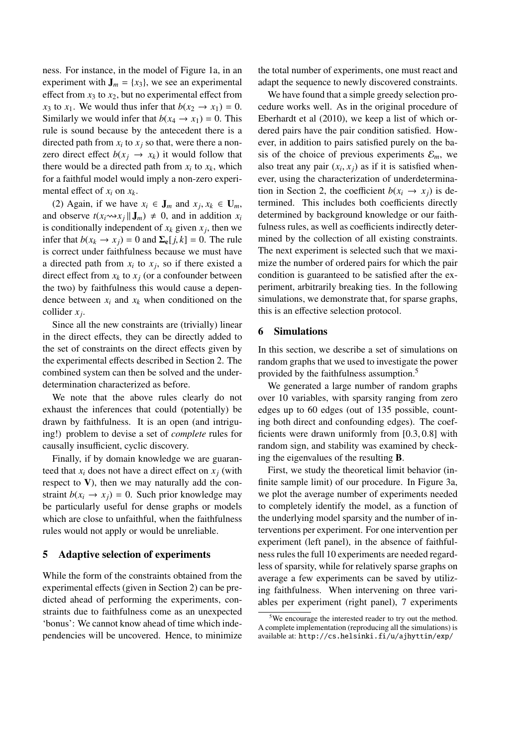ness. For instance, in the model of Figure 1a, in an experiment with $\mathbf{J}_m = \{x_3\}$, we see an experimental effect from $x_3$ to $x_2$, but no experimental effect from $x_3$ to $x_1$. We would thus infer that $b(x_2 \to x_1) = 0$. Similarly we would infer that $b(x_4 \to x_1) = 0$. This rule is sound because by the antecedent there is a directed path from $x_i$ to $x_j$ so that, were there a non-zero direct effect $b(x_j \to x_k)$ it would follow that there would be a directed path from $x_i$ to $x_k$, which for a faithful model would imply a non-zero experimental effect of $x_i$ on $x_k$.

(2) Again, if we have $x_i \in \mathbf{J}_m$ and $x_j, x_k \in \mathbf{U}_m$, and observe $t(x_i \rightsquigarrow x_j \| \mathbf{J}_m) \neq 0$, and in addition $x_i$ is conditionally independent of $x_k$ given $x_j$, then we infer that $b(x_k \to x_j) = 0$ and $\mathbf{\Sigma_e}[j,k] = 0$. The rule is correct under faithfulness because we must have a directed path from $x_i$ to $x_j$, so if there existed a direct effect from $x_k$ to $x_j$ (or a confounder between the two) by faithfulness this would cause a dependence between $x_i$ and $x_k$ when conditioned on the collider $x_j$.

Since all the new constraints are (trivially) linear in the direct effects, they can be directly added to the set of constraints on the direct effects given by the experimental effects described in Section 2. The combined system can then be solved and the underdetermination characterized as before.

We note that the above rules clearly do not exhaust the inferences that could (potentially) be drawn by faithfulness. It is an open (and intriguing!) problem to devise a set of *complete* rules for causally insufficient, cyclic discovery.

Finally, if by domain knowledge we are guaranteed that $x_i$ does not have a direct effect on $x_j$ (with respect to $\mathbf{V}$), then we may naturally add the constraint $b(x_i \to x_j) = 0$. Such prior knowledge may be particularly useful for dense graphs or models which are close to unfaithful, when the faithfulness rules would not apply or would be unreliable.

## 5 Adaptive selection of experiments

While the form of the constraints obtained from the experimental effects (given in Section 2) can be predicted ahead of performing the experiments, constraints due to faithfulness come as an unexpected 'bonus': We cannot know ahead of time which independencies will be uncovered. Hence, to minimize the total number of experiments, one must react and adapt the sequence to newly discovered constraints.

We have found that a simple greedy selection procedure works well. As in the original procedure of Eberhardt et al (2010), we keep a list of which ordered pairs have the pair condition satisfied. However, in addition to pairs satisfied purely on the basis of the choice of previous experiments $\mathcal{E}_m$, we also treat any pair $(x_i, x_j)$ as if it is satisfied whenever, using the characterization of underdetermination in Section 2, the coefficient $b(x_i \to x_j)$ is determined. This includes both coefficients directly determined by background knowledge or our faithfulness rules, as well as coefficients indirectly determined by the collection of all existing constraints. The next experiment is selected such that we maximize the number of ordered pairs for which the pair condition is guaranteed to be satisfied after the experiment, arbitrarily breaking ties. In the following simulations, we demonstrate that, for sparse graphs, this is an effective selection protocol.

## 6 Simulations

In this section, we describe a set of simulations on random graphs that we used to investigate the power provided by the faithfulness assumption.[5]

We generated a large number of random graphs over 10 variables, with sparsity ranging from zero edges up to 60 edges (out of 135 possible, counting both direct and confounding edges). The coefficients were drawn uniformly from $[0.3, 0.8]$ with random sign, and stability was examined by checking the eigenvalues of the resulting $\mathbf{B}$.

First, we study the theoretical limit behavior (infinite sample limit) of our procedure. In Figure 3a, we plot the average number of experiments needed to completely identify the model, as a function of the underlying model sparsity and the number of interventions per experiment. For one intervention per experiment (left panel), in the absence of faithfulness rules the full 10 experiments are needed regardless of sparsity, while for relatively sparse graphs on average a few experiments can be saved by utilizing faithfulness. When intervening on three variables per experiment (right panel), 7 experiments

[5] We encourage the interested reader to try out the method. A complete implementation (reproducing all the simulations) is available at: `http://cs.helsinki.fi/u/ajhyttin/exp/`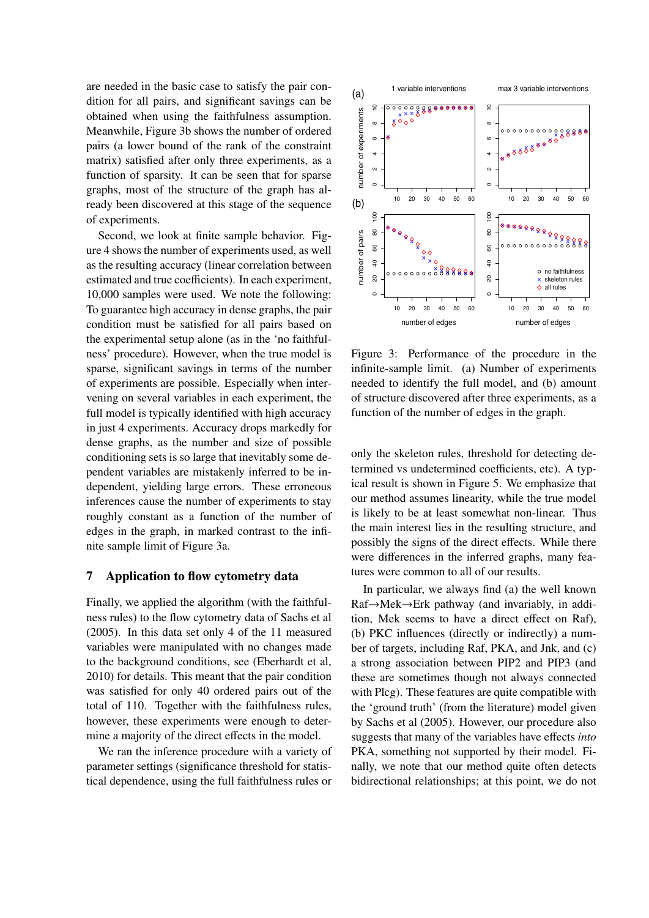are needed in the basic case to satisfy the pair condition for all pairs, and significant savings can be obtained when using the faithfulness assumption. Meanwhile, Figure 3b shows the number of ordered pairs (a lower bound of the rank of the constraint matrix) satisfied after only three experiments, as a function of sparsity. It can be seen that for sparse graphs, most of the structure of the graph has already been discovered at this stage of the sequence of experiments.

Second, we look at finite sample behavior. Figure 4 shows the number of experiments used, as well as the resulting accuracy (linear correlation between estimated and true coefficients). In each experiment, 10,000 samples were used. We note the following: To guarantee high accuracy in dense graphs, the pair condition must be satisfied for all pairs based on the experimental setup alone (as in the 'no faithfulness' procedure). However, when the true model is sparse, significant savings in terms of the number of experiments are possible. Especially when intervening on several variables in each experiment, the full model is typically identified with high accuracy in just 4 experiments. Accuracy drops markedly for dense graphs, as the number and size of possible conditioning sets is so large that inevitably some dependent variables are mistakenly inferred to be independent, yielding large errors. These erroneous inferences cause the number of experiments to stay roughly constant as a function of the number of edges in the graph, in marked contrast to the infinite sample limit of Figure 3a.

## 7 Application to flow cytometry data

Finally, we applied the algorithm (with the faithfulness rules) to the flow cytometry data of Sachs et al (2005). In this data set only 4 of the 11 measured variables were manipulated with no changes made to the background conditions, see (Eberhardt et al, 2010) for details. This meant that the pair condition was satisfied for only 40 ordered pairs out of the total of 110. Together with the faithfulness rules, however, these experiments were enough to determine a majority of the direct effects in the model.

We ran the inference procedure with a variety of parameter settings (significance threshold for statistical dependence, using the full faithfulness rules or

Figure 3: Performance of the procedure in the infinite-sample limit. (a) Number of experiments needed to identify the full model, and (b) amount of structure discovered after three experiments, as a function of the number of edges in the graph.

only the skeleton rules, threshold for detecting determined vs undetermined coefficients, etc). A typical result is shown in Figure 5. We emphasize that our method assumes linearity, while the true model is likely to be at least somewhat non-linear. Thus the main interest lies in the resulting structure, and possibly the signs of the direct effects. While there were differences in the inferred graphs, many features were common to all of our results.

In particular, we always find (a) the well known Raf→Mek→Erk pathway (and invariably, in addition, Mek seems to have a direct effect on Raf), (b) PKC influences (directly or indirectly) a number of targets, including Raf, PKA, and Jnk, and (c) a strong association between PIP2 and PIP3 (and these are sometimes though not always connected with Plcg). These features are quite compatible with the 'ground truth' (from the literature) model given by Sachs et al (2005). However, our procedure also suggests that many of the variables have effects *into* PKA, something not supported by their model. Finally, we note that our method quite often detects bidirectional relationships; at this point, we do not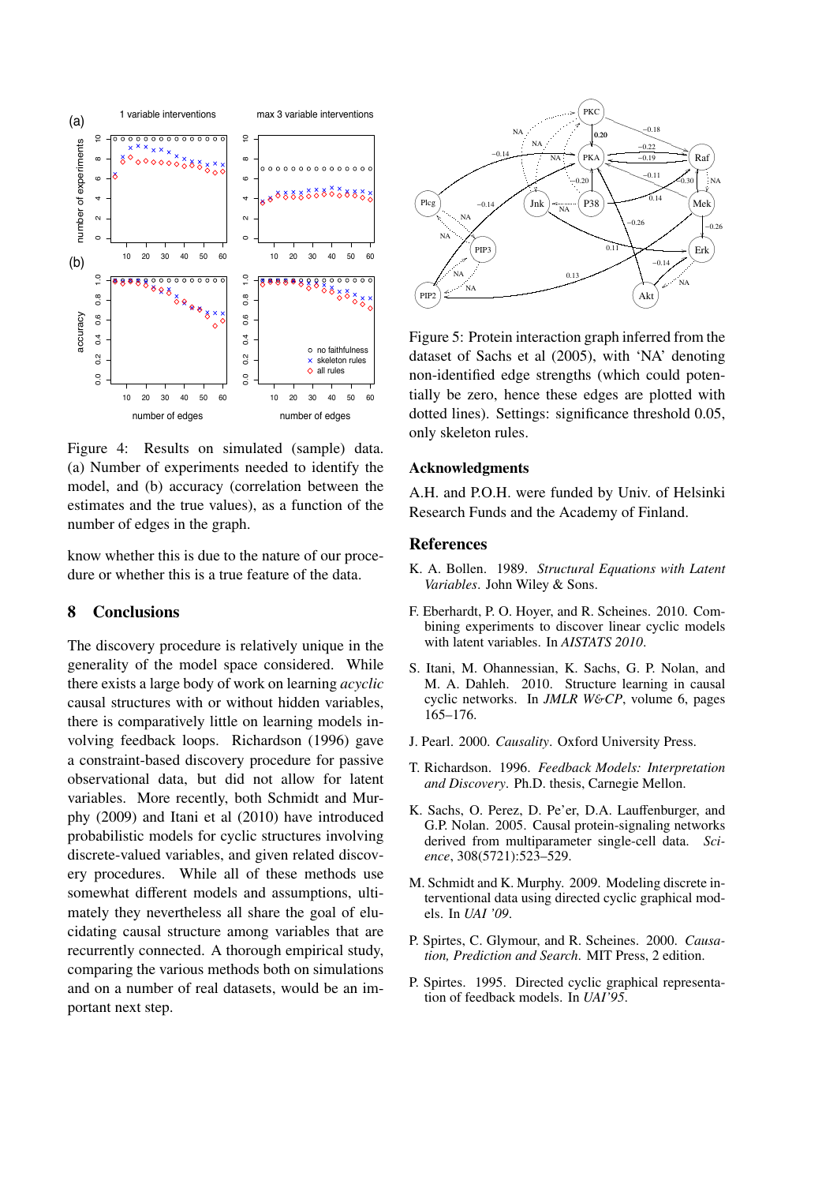(a)

1 variable interventions

max 3 variable interventions

number of experiments

0 2 4 6 8 10

10 20 30 40 50 60

(b)

accuracy

0.0 0.2 0.4 0.6 0.8 1.0

10 20 30 40 50 60

number of edges

number of edges

o no faithfulness
× skeleton rules
◇ all rules

Figure 4: Results on simulated (sample) data. (a) Number of experiments needed to identify the model, and (b) accuracy (correlation between the estimates and the true values), as a function of the number of edges in the graph.

know whether this is due to the nature of our procedure or whether this is a true feature of the data.

## 8 Conclusions

The discovery procedure is relatively unique in the generality of the model space considered. While there exists a large body of work on learning *acyclic* causal structures with or without hidden variables, there is comparatively little on learning models involving feedback loops. Richardson (1996) gave a constraint-based discovery procedure for passive observational data, but did not allow for latent variables. More recently, both Schmidt and Murphy (2009) and Itani et al (2010) have introduced probabilistic models for cyclic structures involving discrete-valued variables, and given related discovery procedures. While all of these methods use somewhat different models and assumptions, ultimately they nevertheless all share the goal of elucidating causal structure among variables that are recurrently connected. A thorough empirical study, comparing the various methods both on simulations and on a number of real datasets, would be an important next step.

PKC PKA Raf Plcg Jnk P38 Mek PIP3 Erk PIP2 Akt

0.20 −0.18 −0.22 −0.19 −0.14 −0.11 −0.20 −0.30 −0.14 0.14 −0.26 −0.26 0.11 −0.14 0.13 NA

Figure 5: Protein interaction graph inferred from the dataset of Sachs et al (2005), with 'NA' denoting non-identified edge strengths (which could potentially be zero, hence these edges are plotted with dotted lines). Settings: significance threshold 0.05, only skeleton rules.

## Acknowledgments

A.H. and P.O.H. were funded by Univ. of Helsinki Research Funds and the Academy of Finland.

## References

K. A. Bollen. 1989. *Structural Equations with Latent Variables*. John Wiley & Sons.

F. Eberhardt, P. O. Hoyer, and R. Scheines. 2010. Combining experiments to discover linear cyclic models with latent variables. In *AISTATS 2010*.

S. Itani, M. Ohannessian, K. Sachs, G. P. Nolan, and M. A. Dahleh. 2010. Structure learning in causal cyclic networks. In *JMLR W&CP*, volume 6, pages 165–176.

J. Pearl. 2000. *Causality*. Oxford University Press.

T. Richardson. 1996. *Feedback Models: Interpretation and Discovery*. Ph.D. thesis, Carnegie Mellon.

K. Sachs, O. Perez, D. Pe'er, D.A. Lauffenburger, and G.P. Nolan. 2005. Causal protein-signaling networks derived from multiparameter single-cell data. *Science*, 308(5721):523–529.

M. Schmidt and K. Murphy. 2009. Modeling discrete interventional data using directed cyclic graphical models. In *UAI '09*.

P. Spirtes, C. Glymour, and R. Scheines. 2000. *Causation, Prediction and Search*. MIT Press, 2 edition.

P. Spirtes. 1995. Directed cyclic graphical representation of feedback models. In *UAI'95*.